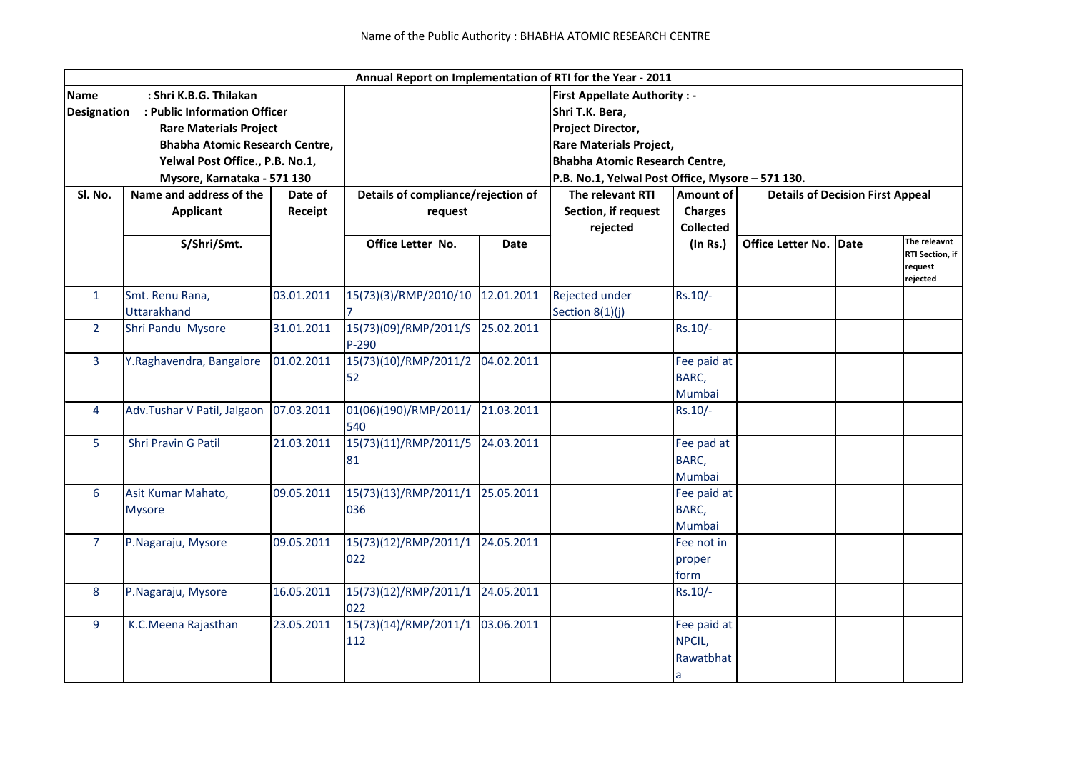Name of the Public Authority : BHABHA ATOMIC RESEARCH CENTRE

| Annual Report on Implementation of RTI for the Year - 2011 | | | | | | | | | |
|---|---|---|---|---|---|---|---|---|---|
| **Name** : Shri K.B.G. Thilakan<br>**Designation** : Public Information Officer<br>Rare Materials Project<br>Bhabha Atomic Research Centre,<br>Yelwal Post Office., P.B. No.1,<br>Mysore, Karnataka - 571 130 | | | | | **First Appellate Authority : -**<br>Shri T.K. Bera,<br>Project Director,<br>Rare Materials Project,<br>Bhabha Atomic Research Centre,<br>P.B. No.1, Yelwal Post Office, Mysore – 571 130. | | | | |
| **Sl. No.** | **Name and address of the Applicant** | **Date of Receipt** | **Details of compliance/rejection of request** | | **The relevant RTI Section, if request rejected** | **Amount of Charges Collected** | **Details of Decision First Appeal** | | |
| | **S/Shri/Smt.** | | **Office Letter No.** | **Date** | | **(In Rs.)** | **Office Letter No.** | **Date** | **The releavnt RTI Section, if request rejected** |
| 1 | Smt. Renu Rana, Uttarakhand | 03.01.2011 | 15(73)(3)/RMP/2010/107 | 12.01.2011 | Rejected under Section 8(1)(j) | Rs.10/- | | | |
| 2 | Shri Pandu Mysore | 31.01.2011 | 15(73)(09)/RMP/2011/SP-290 | 25.02.2011 | | Rs.10/- | | | |
| 3 | Y.Raghavendra, Bangalore | 01.02.2011 | 15(73)(10)/RMP/2011/252 | 04.02.2011 | | Fee paid at BARC, Mumbai | | | |
| 4 | Adv.Tushar V Patil, Jalgaon | 07.03.2011 | 01(06)(190)/RMP/2011/540 | 21.03.2011 | | Rs.10/- | | | |
| 5 | Shri Pravin G Patil | 21.03.2011 | 15(73)(11)/RMP/2011/581 | 24.03.2011 | | Fee pad at BARC, Mumbai | | | |
| 6 | Asit Kumar Mahato, Mysore | 09.05.2011 | 15(73)(13)/RMP/2011/1036 | 25.05.2011 | | Fee paid at BARC, Mumbai | | | |
| 7 | P.Nagaraju, Mysore | 09.05.2011 | 15(73)(12)/RMP/2011/1022 | 24.05.2011 | | Fee not in proper form | | | |
| 8 | P.Nagaraju, Mysore | 16.05.2011 | 15(73)(12)/RMP/2011/1022 | 24.05.2011 | | Rs.10/- | | | |
| 9 | K.C.Meena Rajasthan | 23.05.2011 | 15(73)(14)/RMP/2011/1112 | 03.06.2011 | | Fee paid at NPCIL, Rawatbhata | | | |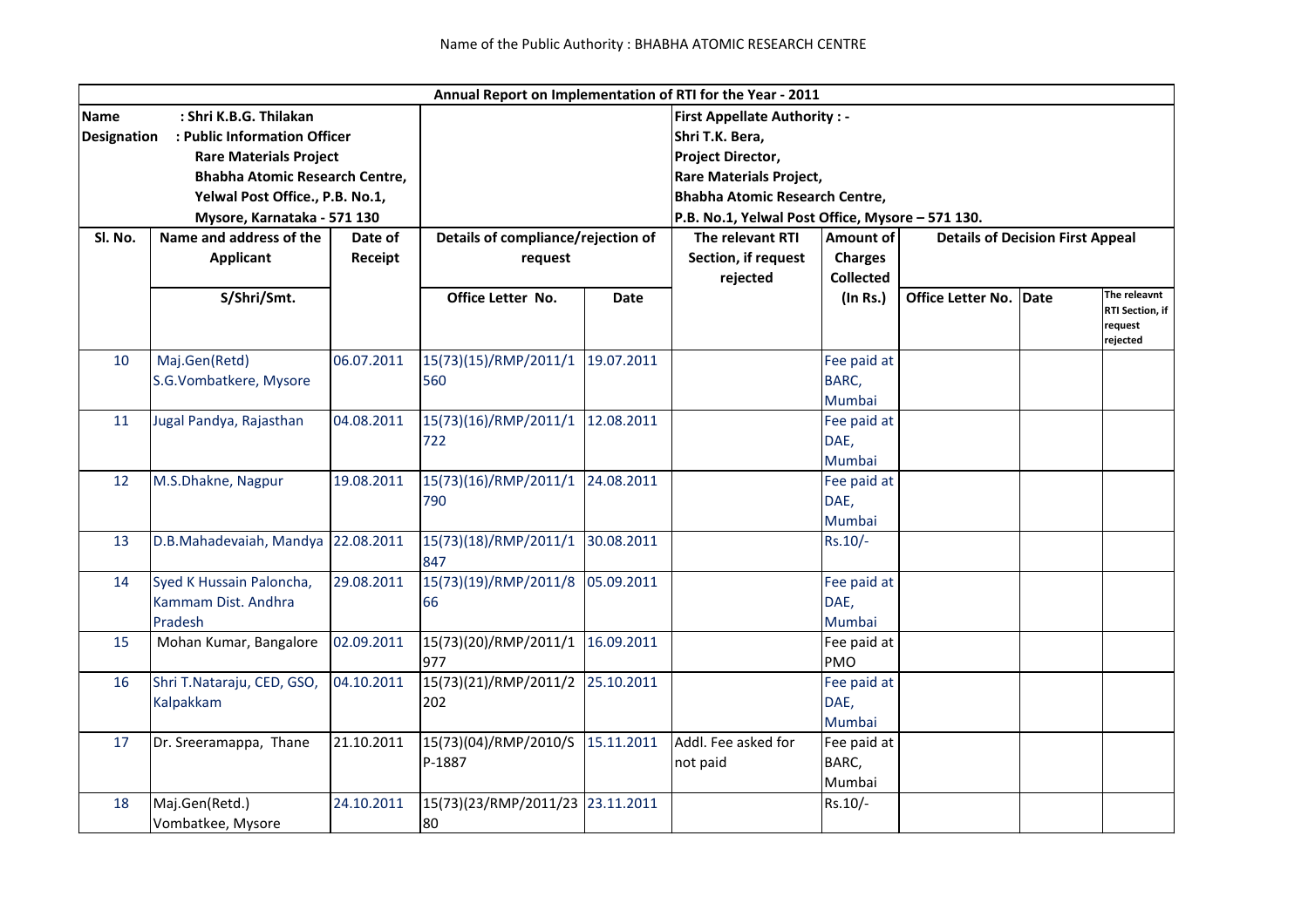Name of the Public Authority : BHABHA ATOMIC RESEARCH CENTRE

| Annual Report on Implementation of RTI for the Year - 2011 | | | | | | | | | |
|---|---|---|---|---|---|---|---|---|---|
| **Name** : Shri K.B.G. Thilakan<br>**Designation** : Public Information Officer<br>Rare Materials Project<br>Bhabha Atomic Research Centre,<br>Yelwal Post Office., P.B. No.1,<br>Mysore, Karnataka - 571 130 | | | | | **First Appellate Authority : -**<br>Shri T.K. Bera,<br>Project Director,<br>Rare Materials Project,<br>Bhabha Atomic Research Centre,<br>P.B. No.1, Yelwal Post Office, Mysore – 571 130. | | | | |
| Sl. No. | Name and address of the Applicant | Date of Receipt | Details of compliance/rejection of request | | The relevant RTI Section, if request rejected | Amount of Charges Collected | Details of Decision First Appeal | | |
| | S/Shri/Smt. | | Office Letter No. | Date | | (In Rs.) | Office Letter No. | Date | The releavnt RTI Section, if request rejected |
| 10 | Maj.Gen(Retd) S.G.Vombatkere, Mysore | 06.07.2011 | 15(73)(15)/RMP/2011/1560 | 19.07.2011 | | Fee paid at BARC, Mumbai | | | |
| 11 | Jugal Pandya, Rajasthan | 04.08.2011 | 15(73)(16)/RMP/2011/1722 | 12.08.2011 | | Fee paid at DAE, Mumbai | | | |
| 12 | M.S.Dhakne, Nagpur | 19.08.2011 | 15(73)(16)/RMP/2011/1790 | 24.08.2011 | | Fee paid at DAE, Mumbai | | | |
| 13 | D.B.Mahadevaiah, Mandya | 22.08.2011 | 15(73)(18)/RMP/2011/1847 | 30.08.2011 | | Rs.10/- | | | |
| 14 | Syed K Hussain Paloncha, Kammam Dist. Andhra Pradesh | 29.08.2011 | 15(73)(19)/RMP/2011/866 | 05.09.2011 | | Fee paid at DAE, Mumbai | | | |
| 15 | Mohan Kumar, Bangalore | 02.09.2011 | 15(73)(20)/RMP/2011/1977 | 16.09.2011 | | Fee paid at PMO | | | |
| 16 | Shri T.Nataraju, CED, GSO, Kalpakkam | 04.10.2011 | 15(73)(21)/RMP/2011/2202 | 25.10.2011 | | Fee paid at DAE, Mumbai | | | |
| 17 | Dr. Sreeramappa, Thane | 21.10.2011 | 15(73)(04)/RMP/2010/SP-1887 | 15.11.2011 | Addl. Fee asked for not paid | Fee paid at BARC, Mumbai | | | |
| 18 | Maj.Gen(Retd.) Vombatkee, Mysore | 24.10.2011 | 15(73)(23/RMP/2011/2380 | 23.11.2011 | | Rs.10/- | | | |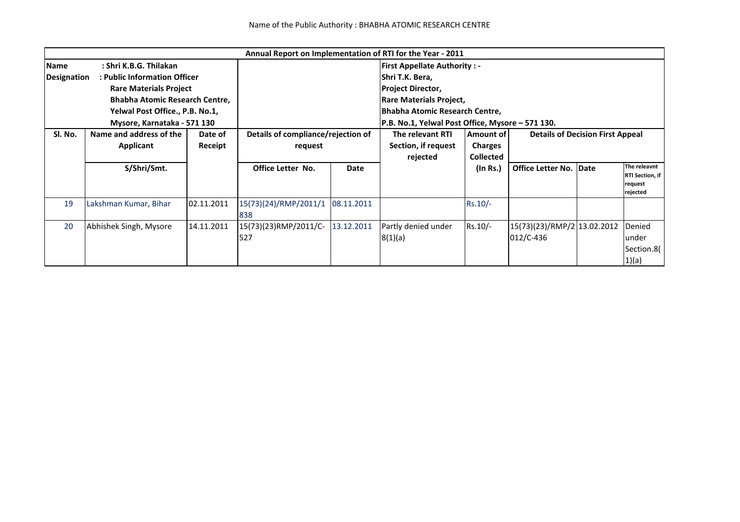Name of the Public Authority : BHABHA ATOMIC RESEARCH CENTRE

| Annual Report on Implementation of RTI for the Year - 2011 | | | | | | | | | |
|---|---|---|---|---|---|---|---|---|---|
| **Name : Shri K.B.G. Thilakan**<br>**Designation : Public Information Officer**<br>**Rare Materials Project**<br>**Bhabha Atomic Research Centre,**<br>**Yelwal Post Office., P.B. No.1,**<br>**Mysore, Karnataka - 571 130** | | | | | **First Appellate Authority : -**<br>**Shri T.K. Bera,**<br>**Project Director,**<br>**Rare Materials Project,**<br>**Bhabha Atomic Research Centre,**<br>**P.B. No.1, Yelwal Post Office, Mysore – 571 130.** | | | | |
| **Sl. No.** | **Name and address of the Applicant** | **Date of Receipt** | **Details of compliance/rejection of request** | | **The relevant RTI Section, if request rejected** | **Amount of Charges Collected** | **Details of Decision First Appeal** | | |
| | **S/Shri/Smt.** | | **Office Letter No.** | **Date** | | **(In Rs.)** | **Office Letter No.** | **Date** | **The releavnt RTI Section, if request rejected** |
| 19 | Lakshman Kumar, Bihar | 02.11.2011 | 15(73)(24)/RMP/2011/1838 | 08.11.2011 | | Rs.10/- | | | |
| 20 | Abhishek Singh, Mysore | 14.11.2011 | 15(73)(23)RMP/2011/C-527 | 13.12.2011 | Partly denied under 8(1)(a) | Rs.10/- | 15(73)(23)/RMP/2012/C-436 | 13.02.2012 | Denied under Section.8(1)(a) |